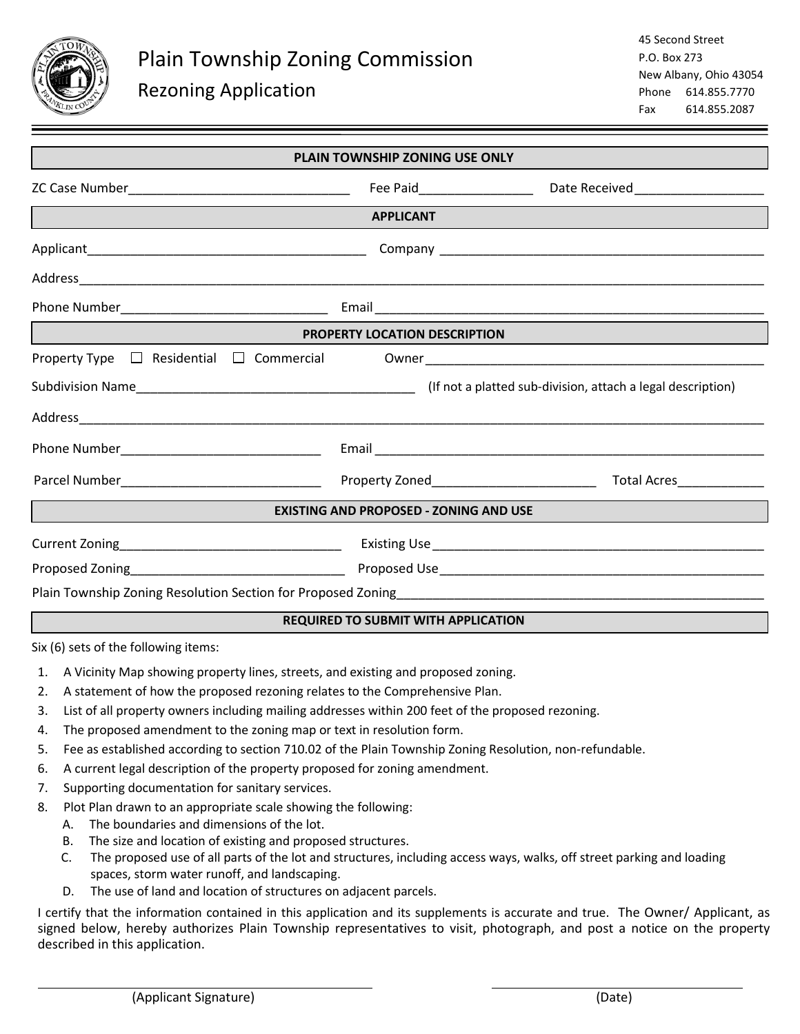# Plain Township Zoning Commission

## Rezoning Application

45 Second Street
P.O. Box 273
New Albany, Ohio 43054
Phone 614.855.7770
Fax 614.855.2087

---

**PLAIN TOWNSHIP ZONING USE ONLY**

ZC Case Number_______________________________ Fee Paid________________ Date Received__________________

**APPLICANT**

Applicant_______________________________________ Company ______________________________________________

Address_____________________________________________________________________________________________

Phone Number_____________________________ Email ________________________________________________________

**PROPERTY LOCATION DESCRIPTION**

Property Type ☐ Residential ☐ Commercial Owner _________________________________________________

Subdivision Name_______________________________________ (If not a platted sub-division, attach a legal description)

Address_____________________________________________________________________________________________

Phone Number____________________________ Email ________________________________________________________

Parcel Number____________________________ Property Zoned_______________________ Total Acres____________

**EXISTING AND PROPOSED - ZONING AND USE**

Current Zoning________________________________ Existing Use ________________________________________________

Proposed Zoning______________________________ Proposed Use _______________________________________________

Plain Township Zoning Resolution Section for Proposed Zoning______________________________________________________

**REQUIRED TO SUBMIT WITH APPLICATION**

Six (6) sets of the following items:

1. A Vicinity Map showing property lines, streets, and existing and proposed zoning.
2. A statement of how the proposed rezoning relates to the Comprehensive Plan.
3. List of all property owners including mailing addresses within 200 feet of the proposed rezoning.
4. The proposed amendment to the zoning map or text in resolution form.
5. Fee as established according to section 710.02 of the Plain Township Zoning Resolution, non-refundable.
6. A current legal description of the property proposed for zoning amendment.
7. Supporting documentation for sanitary services.
8. Plot Plan drawn to an appropriate scale showing the following:
   - A. The boundaries and dimensions of the lot.
   - B. The size and location of existing and proposed structures.
   - C. The proposed use of all parts of the lot and structures, including access ways, walks, off street parking and loading spaces, storm water runoff, and landscaping.
   - D. The use of land and location of structures on adjacent parcels.

I certify that the information contained in this application and its supplements is accurate and true. The Owner/ Applicant, as signed below, hereby authorizes Plain Township representatives to visit, photograph, and post a notice on the property described in this application.

_______________________________________ _______________________________

(Applicant Signature) (Date)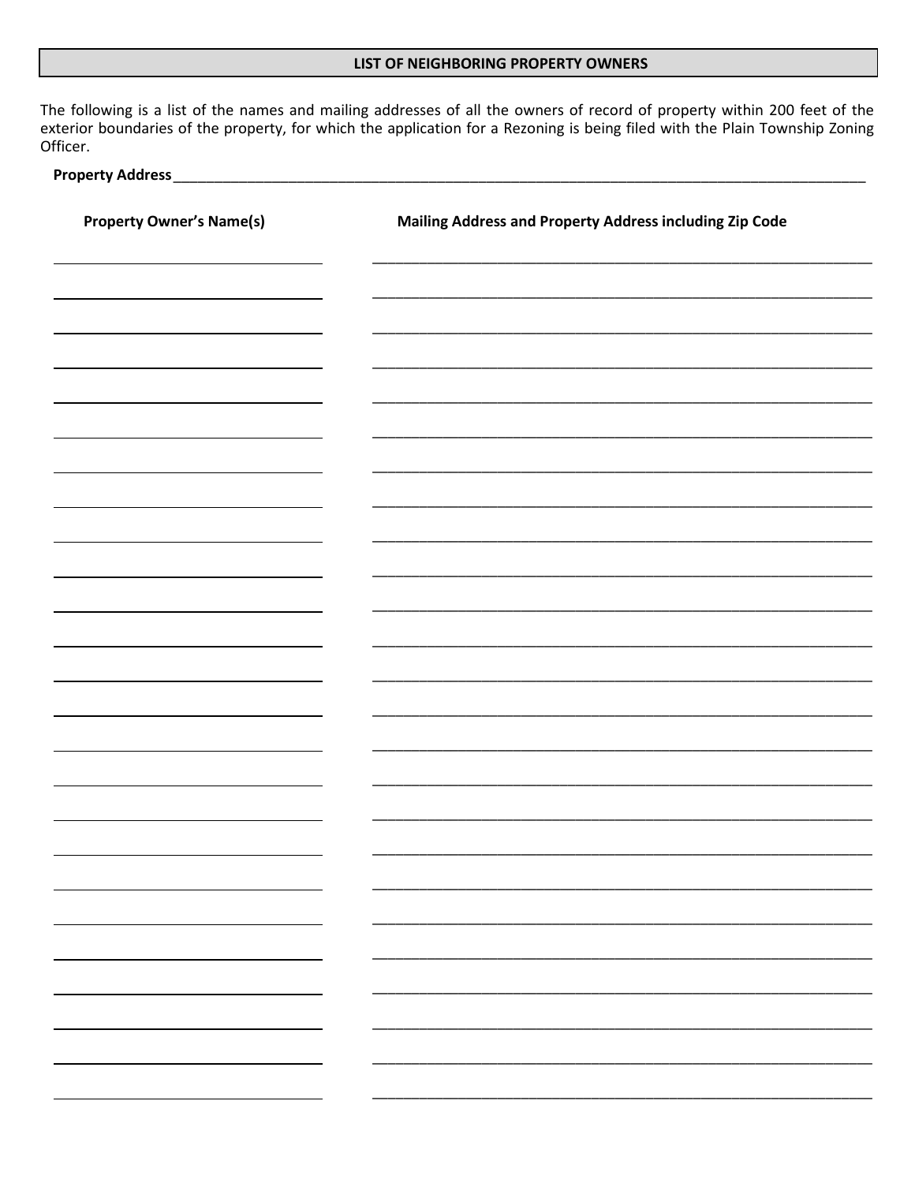## LIST OF NEIGHBORING PROPERTY OWNERS

The following is a list of the names and mailing addresses of all the owners of record of property within 200 feet of the exterior boundaries of the property, for which the application for a Rezoning is being filed with the Plain Township Zoning Officer.

**Property Address**\_\_\_\_\_\_\_\_\_\_\_\_\_\_\_\_\_\_\_\_\_\_\_\_\_\_\_\_\_\_\_\_\_\_\_\_\_\_\_\_\_\_\_\_\_\_\_\_\_\_\_\_\_\_\_\_\_\_\_\_\_\_\_\_\_\_\_\_\_\_

| Property Owner's Name(s) | Mailing Address and Property Address including Zip Code |
| --- | --- |
| | |
| | |
| | |
| | |
| | |
| | |
| | |
| | |
| | |
| | |
| | |
| | |
| | |
| | |
| | |
| | |
| | |
| | |
| | |
| | |
| | |
| | |
| | |
| | |
| | |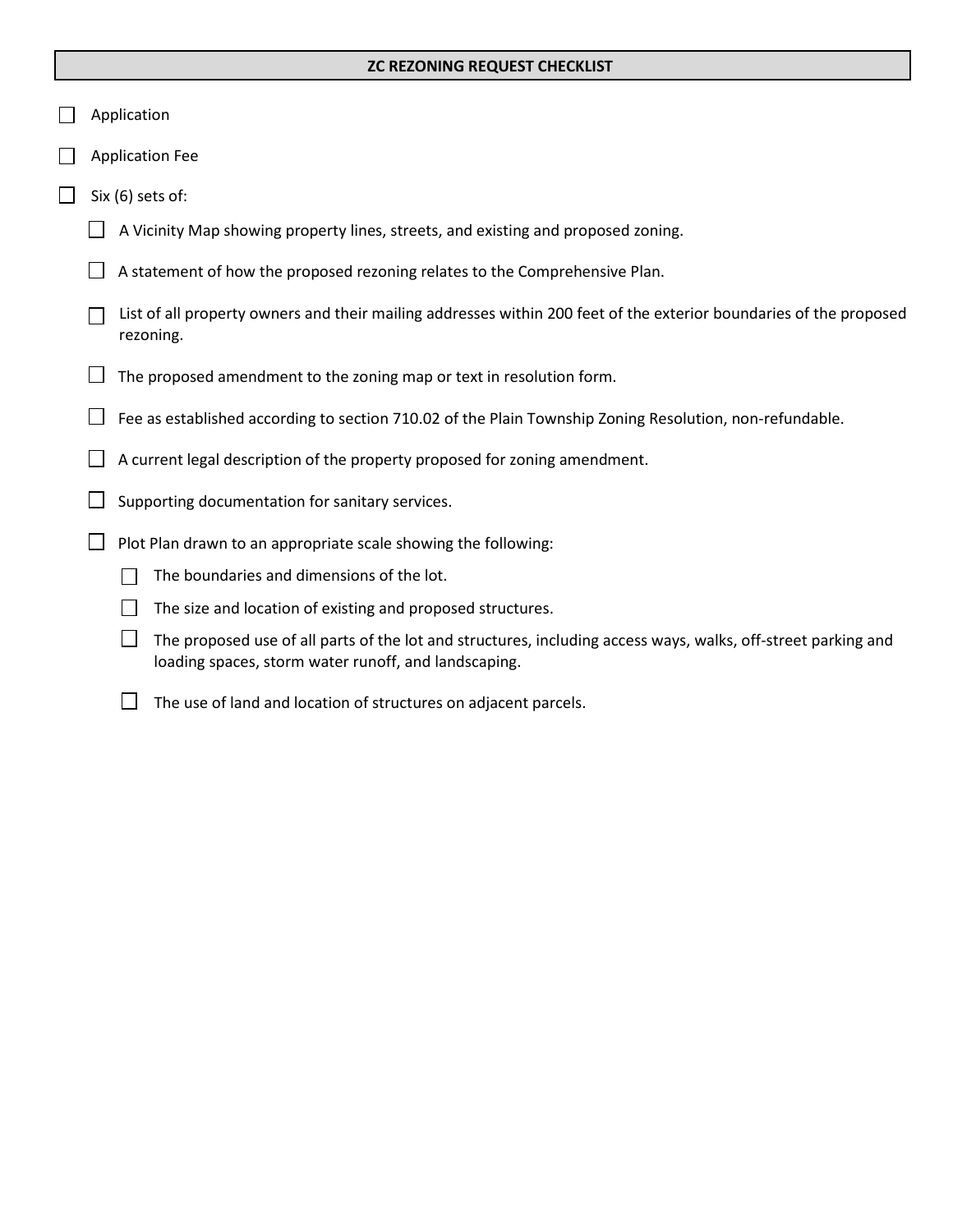## ZC REZONING REQUEST CHECKLIST

- [ ] Application
- [ ] Application Fee
- [ ] Six (6) sets of:
  - [ ] A Vicinity Map showing property lines, streets, and existing and proposed zoning.
  - [ ] A statement of how the proposed rezoning relates to the Comprehensive Plan.
  - [ ] List of all property owners and their mailing addresses within 200 feet of the exterior boundaries of the proposed rezoning.
  - [ ] The proposed amendment to the zoning map or text in resolution form.
  - [ ] Fee as established according to section 710.02 of the Plain Township Zoning Resolution, non-refundable.
  - [ ] A current legal description of the property proposed for zoning amendment.
  - [ ] Supporting documentation for sanitary services.
  - [ ] Plot Plan drawn to an appropriate scale showing the following:
    - [ ] The boundaries and dimensions of the lot.
    - [ ] The size and location of existing and proposed structures.
    - [ ] The proposed use of all parts of the lot and structures, including access ways, walks, off-street parking and loading spaces, storm water runoff, and landscaping.
    - [ ] The use of land and location of structures on adjacent parcels.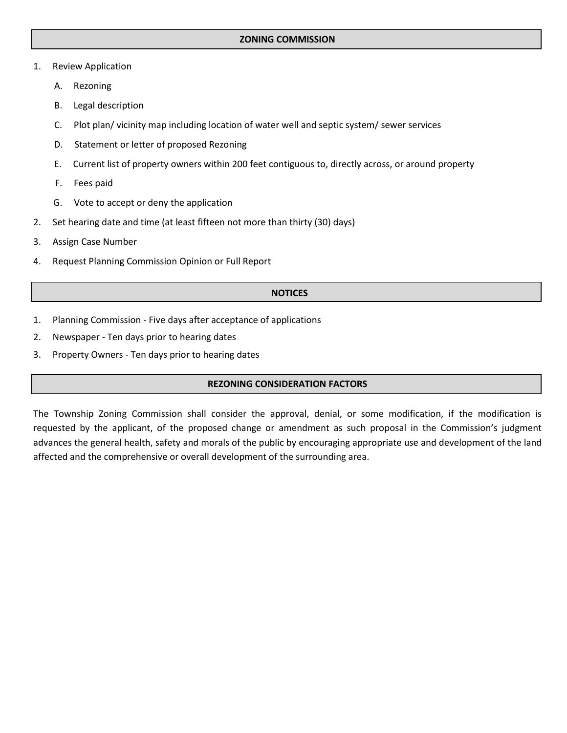## ZONING COMMISSION

1. Review Application
   - A. Rezoning
   - B. Legal description
   - C. Plot plan/ vicinity map including location of water well and septic system/ sewer services
   - D. Statement or letter of proposed Rezoning
   - E. Current list of property owners within 200 feet contiguous to, directly across, or around property
   - F. Fees paid
   - G. Vote to accept or deny the application
2. Set hearing date and time (at least fifteen not more than thirty (30) days)
3. Assign Case Number
4. Request Planning Commission Opinion or Full Report

## NOTICES

1. Planning Commission - Five days after acceptance of applications
2. Newspaper - Ten days prior to hearing dates
3. Property Owners - Ten days prior to hearing dates

## REZONING CONSIDERATION FACTORS

The Township Zoning Commission shall consider the approval, denial, or some modification, if the modification is requested by the applicant, of the proposed change or amendment as such proposal in the Commission's judgment advances the general health, safety and morals of the public by encouraging appropriate use and development of the land affected and the comprehensive or overall development of the surrounding area.